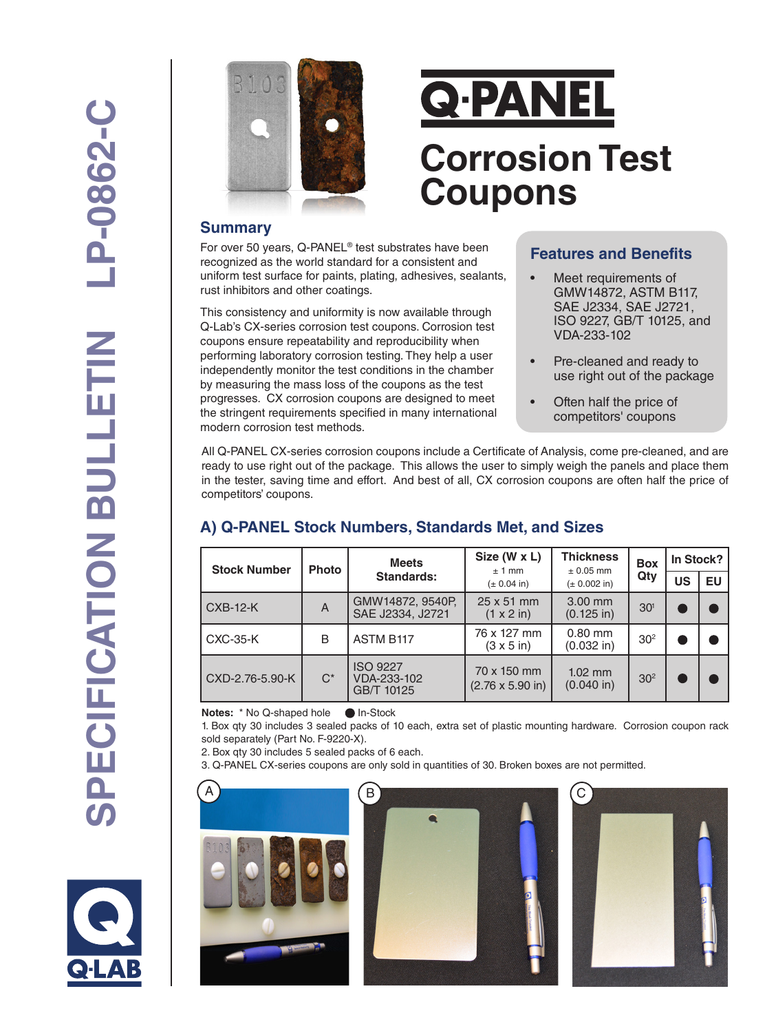# Q·PANEL

# Corrosion Test Coupons

## Summary

For over 50 years, Q-PANEL® test substrates have been recognized as the world standard for a consistent and uniform test surface for paints, plating, adhesives, sealants, rust inhibitors and other coatings.

This consistency and uniformity is now available through Q-Lab's CX-series corrosion test coupons. Corrosion test coupons ensure repeatability and reproducibility when performing laboratory corrosion testing. They help a user independently monitor the test conditions in the chamber by measuring the mass loss of the coupons as the test progresses. CX corrosion coupons are designed to meet the stringent requirements specified in many international modern corrosion test methods.

## Features and Benefits

- Meet requirements of GMW14872, ASTM B117, SAE J2334, SAE J2721, ISO 9227, GB/T 10125, and VDA-233-102
- Pre-cleaned and ready to use right out of the package
- Often half the price of competitors' coupons

All Q-PANEL CX-series corrosion coupons include a Certificate of Analysis, come pre-cleaned, and are ready to use right out of the package. This allows the user to simply weigh the panels and place them in the tester, saving time and effort. And best of all, CX corrosion coupons are often half the price of competitors' coupons.

## A) Q-PANEL Stock Numbers, Standards Met, and Sizes

| Stock Number | Photo | Meets Standards: | Size (W x L) ± 1 mm (± 0.04 in) | Thickness ± 0.05 mm (± 0.002 in) | Box Qty | In Stock? | |
|---|---|---|---|---|---|---|---|
| | | | | | | US | EU |
| CXB-12-K | A | GMW14872, 9540P, SAE J2334, J2721 | 25 x 51 mm (1 x 2 in) | 3.00 mm (0.125 in) | 30[1] | ● | ● |
| CXC-35-K | B | ASTM B117 | 76 x 127 mm (3 x 5 in) | 0.80 mm (0.032 in) | 30[2] | ● | ● |
| CXD-2.76-5.90-K | C* | ISO 9227 VDA-233-102 GB/T 10125 | 70 x 150 mm (2.76 x 5.90 in) | 1.02 mm (0.040 in) | 30[2] | ● | ● |

**Notes:** * No Q-shaped hole ● In-Stock

1. Box qty 30 includes 3 sealed packs of 10 each, extra set of plastic mounting hardware. Corrosion coupon rack sold separately (Part No. F-9220-X).
2. Box qty 30 includes 5 sealed packs of 6 each.
3. Q-PANEL CX-series coupons are only sold in quantities of 30. Broken boxes are not permitted.

A

B

C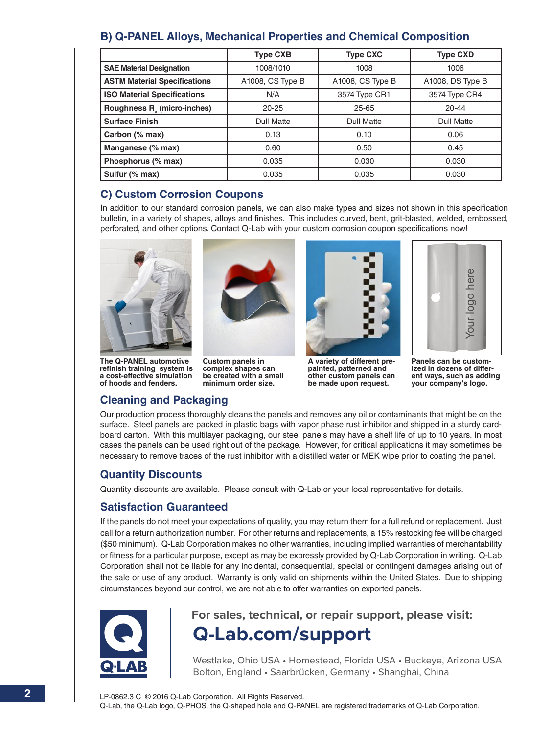## B) Q-PANEL Alloys, Mechanical Properties and Chemical Composition

| | Type CXB | Type CXC | Type CXD |
|---|---|---|---|
| SAE Material Designation | 1008/1010 | 1008 | 1006 |
| ASTM Material Specifications | A1008, CS Type B | A1008, CS Type B | A1008, DS Type B |
| ISO Material Specifications | N/A | 3574 Type CR1 | 3574 Type CR4 |
| Roughness $R_a$ (micro-inches) | 20-25 | 25-65 | 20-44 |
| Surface Finish | Dull Matte | Dull Matte | Dull Matte |
| Carbon (% max) | 0.13 | 0.10 | 0.06 |
| Manganese (% max) | 0.60 | 0.50 | 0.45 |
| Phosphorus (% max) | 0.035 | 0.030 | 0.030 |
| Sulfur (% max) | 0.035 | 0.035 | 0.030 |

## C) Custom Corrosion Coupons

In addition to our standard corrosion panels, we can also make types and sizes not shown in this specification bulletin, in a variety of shapes, alloys and finishes. This includes curved, bent, grit-blasted, welded, embossed, perforated, and other options. Contact Q-Lab with your custom corrosion coupon specifications now!

**The Q-PANEL automotive refinish training system is a cost-effective simulation of hoods and fenders.**

**Custom panels in complex shapes can be created with a small minimum order size.**

**A variety of different pre-painted, patterned and other custom panels can be made upon request.**

**Panels can be customized in dozens of different ways, such as adding your company's logo.**

## Cleaning and Packaging

Our production process thoroughly cleans the panels and removes any oil or contaminants that might be on the surface. Steel panels are packed in plastic bags with vapor phase rust inhibitor and shipped in a sturdy cardboard carton. With this multilayer packaging, our steel panels may have a shelf life of up to 10 years. In most cases the panels can be used right out of the package. However, for critical applications it may sometimes be necessary to remove traces of the rust inhibitor with a distilled water or MEK wipe prior to coating the panel.

## Quantity Discounts

Quantity discounts are available. Please consult with Q-Lab or your local representative for details.

## Satisfaction Guaranteed

If the panels do not meet your expectations of quality, you may return them for a full refund or replacement. Just call for a return authorization number. For other returns and replacements, a 15% restocking fee will be charged ($50 minimum). Q-Lab Corporation makes no other warranties, including implied warranties of merchantability or fitness for a particular purpose, except as may be expressly provided by Q-Lab Corporation in writing. Q-Lab Corporation shall not be liable for any incidental, consequential, special or contingent damages arising out of the sale or use of any product. Warranty is only valid on shipments within the United States. Due to shipping circumstances beyond our control, we are not able to offer warranties on exported panels.

Q-LAB

**For sales, technical, or repair support, please visit:**

**Q-Lab.com/support**

Westlake, Ohio USA • Homestead, Florida USA • Buckeye, Arizona USA
Bolton, England • Saarbrücken, Germany • Shanghai, China

LP-0862.3 C © 2016 Q-Lab Corporation. All Rights Reserved.
Q-Lab, the Q-Lab logo, Q-PHOS, the Q-shaped hole and Q-PANEL are registered trademarks of Q-Lab Corporation.